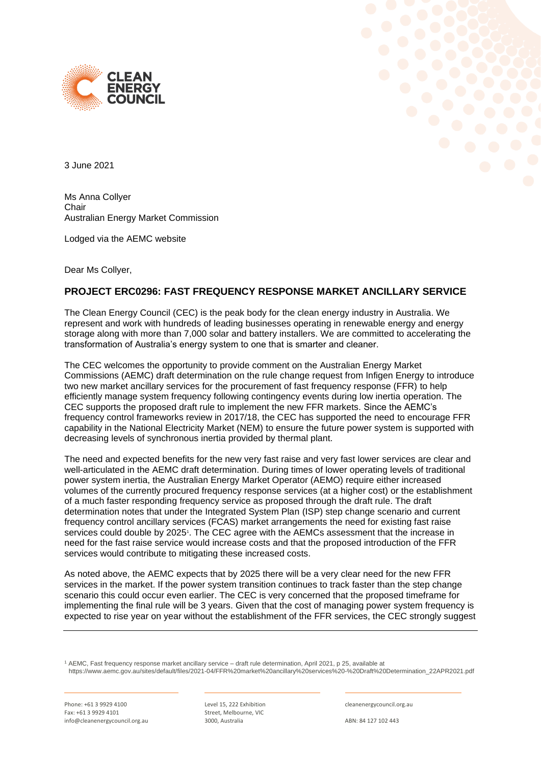3 June 2021

Ms Anna Collyer
Chair
Australian Energy Market Commission

Lodged via the AEMC website

Dear Ms Collyer,

## PROJECT ERC0296: FAST FREQUENCY RESPONSE MARKET ANCILLARY SERVICE

The Clean Energy Council (CEC) is the peak body for the clean energy industry in Australia. We represent and work with hundreds of leading businesses operating in renewable energy and energy storage along with more than 7,000 solar and battery installers. We are committed to accelerating the transformation of Australia's energy system to one that is smarter and cleaner.

The CEC welcomes the opportunity to provide comment on the Australian Energy Market Commissions (AEMC) draft determination on the rule change request from Infigen Energy to introduce two new market ancillary services for the procurement of fast frequency response (FFR) to help efficiently manage system frequency following contingency events during low inertia operation. The CEC supports the proposed draft rule to implement the new FFR markets. Since the AEMC's frequency control frameworks review in 2017/18, the CEC has supported the need to encourage FFR capability in the National Electricity Market (NEM) to ensure the future power system is supported with decreasing levels of synchronous inertia provided by thermal plant.

The need and expected benefits for the new very fast raise and very fast lower services are clear and well-articulated in the AEMC draft determination. During times of lower operating levels of traditional power system inertia, the Australian Energy Market Operator (AEMO) require either increased volumes of the currently procured frequency response services (at a higher cost) or the establishment of a much faster responding frequency service as proposed through the draft rule. The draft determination notes that under the Integrated System Plan (ISP) step change scenario and current frequency control ancillary services (FCAS) market arrangements the need for existing fast raise services could double by 2025[1]. The CEC agree with the AEMCs assessment that the increase in need for the fast raise service would increase costs and that the proposed introduction of the FFR services would contribute to mitigating these increased costs.

As noted above, the AEMC expects that by 2025 there will be a very clear need for the new FFR services in the market. If the power system transition continues to track faster than the step change scenario this could occur even earlier. The CEC is very concerned that the proposed timeframe for implementing the final rule will be 3 years. Given that the cost of managing power system frequency is expected to rise year on year without the establishment of the FFR services, the CEC strongly suggest

[1] AEMC, Fast frequency response market ancillary service – draft rule determination, April 2021, p 25, available at https://www.aemc.gov.au/sites/default/files/2021-04/FFR%20market%20ancillary%20services%20-%20Draft%20Determination_22APR2021.pdf

Phone: +61 3 9929 4100
Fax: +61 3 9929 4101
info@cleanenergycouncil.org.au

Level 15, 222 Exhibition Street, Melbourne, VIC 3000, Australia

cleanenergycouncil.org.au

ABN: 84 127 102 443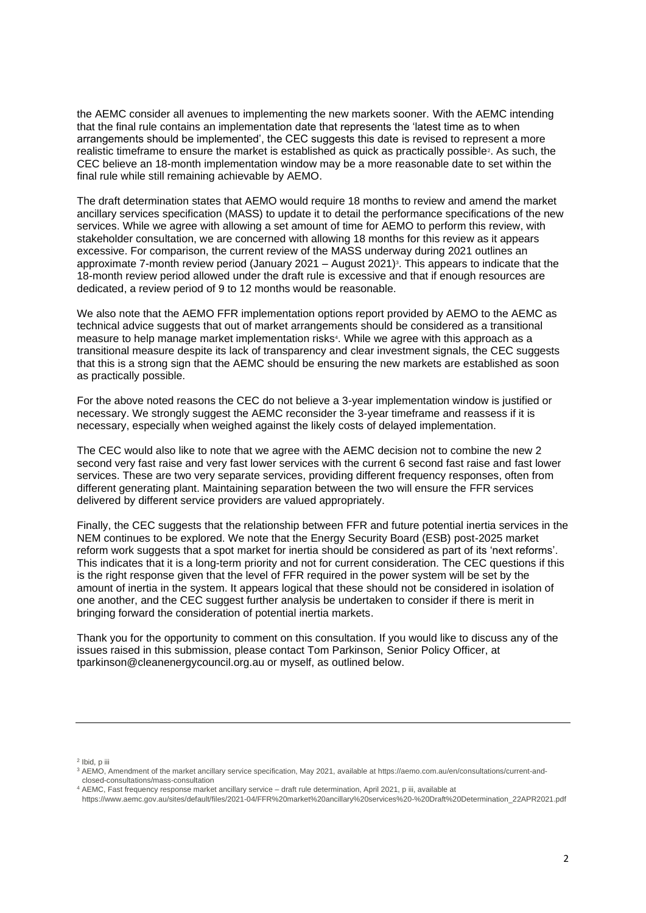the AEMC consider all avenues to implementing the new markets sooner. With the AEMC intending that the final rule contains an implementation date that represents the 'latest time as to when arrangements should be implemented', the CEC suggests this date is revised to represent a more realistic timeframe to ensure the market is established as quick as practically possible[2]. As such, the CEC believe an 18-month implementation window may be a more reasonable date to set within the final rule while still remaining achievable by AEMO.

The draft determination states that AEMO would require 18 months to review and amend the market ancillary services specification (MASS) to update it to detail the performance specifications of the new services. While we agree with allowing a set amount of time for AEMO to perform this review, with stakeholder consultation, we are concerned with allowing 18 months for this review as it appears excessive. For comparison, the current review of the MASS underway during 2021 outlines an approximate 7-month review period (January 2021 – August 2021)[3]. This appears to indicate that the 18-month review period allowed under the draft rule is excessive and that if enough resources are dedicated, a review period of 9 to 12 months would be reasonable.

We also note that the AEMO FFR implementation options report provided by AEMO to the AEMC as technical advice suggests that out of market arrangements should be considered as a transitional measure to help manage market implementation risks[4]. While we agree with this approach as a transitional measure despite its lack of transparency and clear investment signals, the CEC suggests that this is a strong sign that the AEMC should be ensuring the new markets are established as soon as practically possible.

For the above noted reasons the CEC do not believe a 3-year implementation window is justified or necessary. We strongly suggest the AEMC reconsider the 3-year timeframe and reassess if it is necessary, especially when weighed against the likely costs of delayed implementation.

The CEC would also like to note that we agree with the AEMC decision not to combine the new 2 second very fast raise and very fast lower services with the current 6 second fast raise and fast lower services. These are two very separate services, providing different frequency responses, often from different generating plant. Maintaining separation between the two will ensure the FFR services delivered by different service providers are valued appropriately.

Finally, the CEC suggests that the relationship between FFR and future potential inertia services in the NEM continues to be explored. We note that the Energy Security Board (ESB) post-2025 market reform work suggests that a spot market for inertia should be considered as part of its 'next reforms'. This indicates that it is a long-term priority and not for current consideration. The CEC questions if this is the right response given that the level of FFR required in the power system will be set by the amount of inertia in the system. It appears logical that these should not be considered in isolation of one another, and the CEC suggest further analysis be undertaken to consider if there is merit in bringing forward the consideration of potential inertia markets.

Thank you for the opportunity to comment on this consultation. If you would like to discuss any of the issues raised in this submission, please contact Tom Parkinson, Senior Policy Officer, at tparkinson@cleanenergycouncil.org.au or myself, as outlined below.

---

[2] Ibid, p iii

[3] AEMO, Amendment of the market ancillary service specification, May 2021, available at https://aemo.com.au/en/consultations/current-and-closed-consultations/mass-consultation

[4] AEMC, Fast frequency response market ancillary service – draft rule determination, April 2021, p iii, available at https://www.aemc.gov.au/sites/default/files/2021-04/FFR%20market%20ancillary%20services%20-%20Draft%20Determination_22APR2021.pdf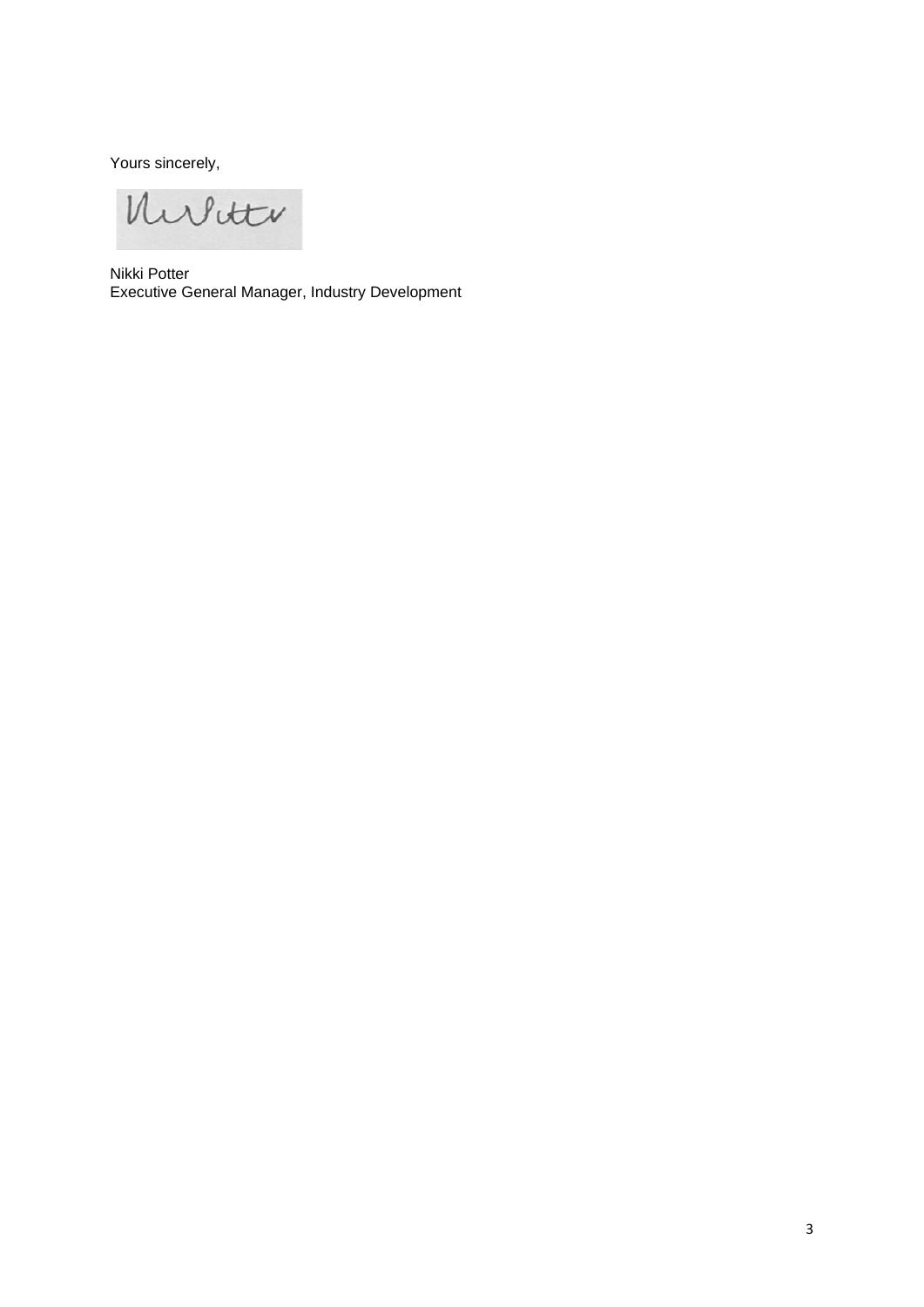Yours sincerely,

Nikki Potter
Executive General Manager, Industry Development